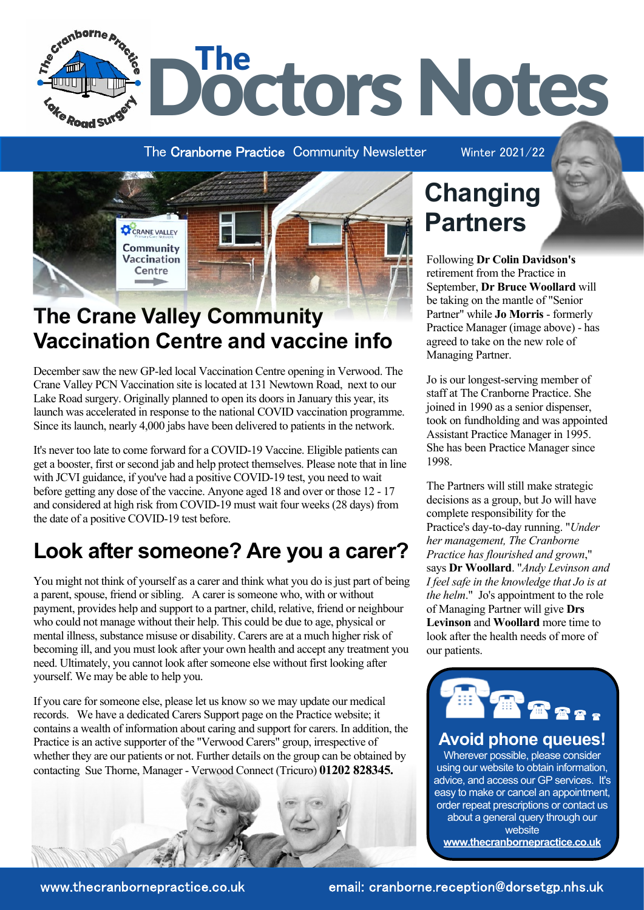# The Doctors Notes

The Cranborne Practice Community Newsletter — Winter 2021/22

## The Crane Valley Community Vaccination Centre and vaccine info

December saw the new GP-led local Vaccination Centre opening in Verwood. The Crane Valley PCN Vaccination site is located at 131 Newtown Road, next to our Lake Road surgery. Originally planned to open its doors in January this year, its launch was accelerated in response to the national COVID vaccination programme. Since its launch, nearly 4,000 jabs have been delivered to patients in the network.

It's never too late to come forward for a COVID-19 Vaccine. Eligible patients can get a booster, first or second jab and help protect themselves. Please note that in line with JCVI guidance, if you've had a positive COVID-19 test, you need to wait before getting any dose of the vaccine. Anyone aged 18 and over or those 12 - 17 and considered at high risk from COVID-19 must wait four weeks (28 days) from the date of a positive COVID-19 test before.

## Look after someone? Are you a carer?

You might not think of yourself as a carer and think what you do is just part of being a parent, spouse, friend or sibling. A carer is someone who, with or without payment, provides help and support to a partner, child, relative, friend or neighbour who could not manage without their help. This could be due to age, physical or mental illness, substance misuse or disability. Carers are at a much higher risk of becoming ill, and you must look after your own health and accept any treatment you need. Ultimately, you cannot look after someone else without first looking after yourself. We may be able to help you.

If you care for someone else, please let us know so we may update our medical records. We have a dedicated Carers Support page on the Practice website; it contains a wealth of information about caring and support for carers. In addition, the Practice is an active supporter of the "Verwood Carers" group, irrespective of whether they are our patients or not. Further details on the group can be obtained by contacting Sue Thorne, Manager - Verwood Connect (Tricuro) **01202 828345.**

## Changing Partners

Following **Dr Colin Davidson's** retirement from the Practice in September, **Dr Bruce Woollard** will be taking on the mantle of "Senior Partner" while **Jo Morris** - formerly Practice Manager (image above) - has agreed to take on the new role of Managing Partner.

Jo is our longest-serving member of staff at The Cranborne Practice. She joined in 1990 as a senior dispenser, took on fundholding and was appointed Assistant Practice Manager in 1995. She has been Practice Manager since 1998.

The Partners will still make strategic decisions as a group, but Jo will have complete responsibility for the Practice's day-to-day running. "*Under her management, The Cranborne Practice has flourished and grown*," says **Dr Woollard**. "*Andy Levinson and I feel safe in the knowledge that Jo is at the helm*." Jo's appointment to the role of Managing Partner will give **Drs Levinson** and **Woollard** more time to look after the health needs of more of our patients.

### Avoid phone queues!

Wherever possible, please consider using our website to obtain information, advice, and access our GP services. It's easy to make or cancel an appointment, order repeat prescriptions or contact us about a general query through our website **www.thecranbornepractice.co.uk**

www.thecranbornepractice.co.uk — email: cranborne.reception@dorsetgp.nhs.uk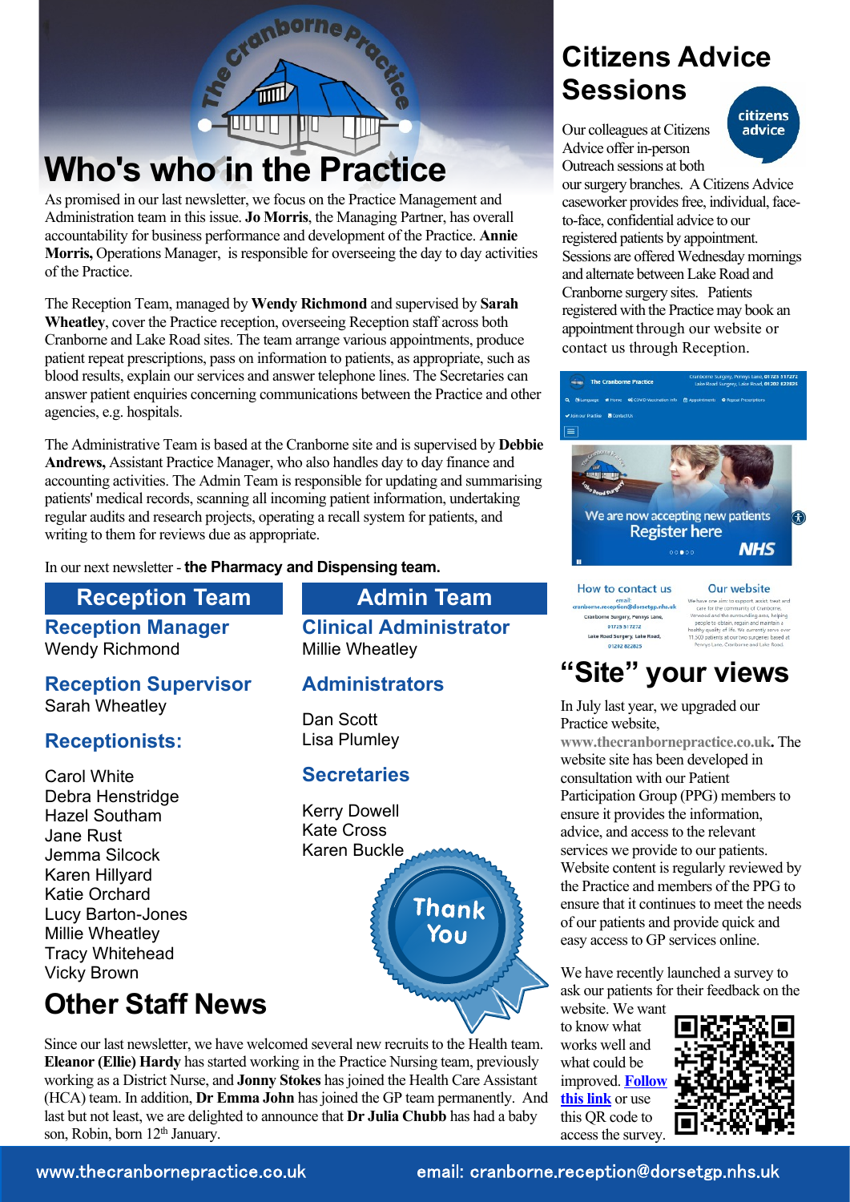# Who's who in the Practice

As promised in our last newsletter, we focus on the Practice Management and Administration team in this issue. **Jo Morris**, the Managing Partner, has overall accountability for business performance and development of the Practice. **Annie Morris,** Operations Manager, is responsible for overseeing the day to day activities of the Practice.

The Reception Team, managed by **Wendy Richmond** and supervised by **Sarah Wheatley**, cover the Practice reception, overseeing Reception staff across both Cranborne and Lake Road sites. The team arrange various appointments, produce patient repeat prescriptions, pass on information to patients, as appropriate, such as blood results, explain our services and answer telephone lines. The Secretaries can answer patient enquiries concerning communications between the Practice and other agencies, e.g. hospitals.

The Administrative Team is based at the Cranborne site and is supervised by **Debbie Andrews,** Assistant Practice Manager, who also handles day to day finance and accounting activities. The Admin Team is responsible for updating and summarising patients' medical records, scanning all incoming patient information, undertaking regular audits and research projects, operating a recall system for patients, and writing to them for reviews due as appropriate.

In our next newsletter - **the Pharmacy and Dispensing team.**

## Reception Team

### Reception Manager
Wendy Richmond

### Reception Supervisor
Sarah Wheatley

### Receptionists:
Carol White
Debra Henstridge
Hazel Southam
Jane Rust
Jemma Silcock
Karen Hillyard
Katie Orchard
Lucy Barton-Jones
Millie Wheatley
Tracy Whitehead
Vicky Brown

## Admin Team

### Clinical Administrator
Millie Wheatley

### Administrators
Dan Scott
Lisa Plumley

### Secretaries
Kerry Dowell
Kate Cross
Karen Buckle

Thank You

# Other Staff News

Since our last newsletter, we have welcomed several new recruits to the Health team. **Eleanor (Ellie) Hardy** has started working in the Practice Nursing team, previously working as a District Nurse, and **Jonny Stokes** has joined the Health Care Assistant (HCA) team. In addition, **Dr Emma John** has joined the GP team permanently. And last but not least, we are delighted to announce that **Dr Julia Chubb** has had a baby son, Robin, born 12th January.

# Citizens Advice Sessions

Our colleagues at Citizens Advice offer in-person Outreach sessions at both our surgery branches. A Citizens Advice caseworker provides free, individual, face-to-face, confidential advice to our registered patients by appointment. Sessions are offered Wednesday mornings and alternate between Lake Road and Cranborne surgery sites. Patients registered with the Practice may book an appointment through our website or contact us through Reception.

# "Site" your views

In July last year, we upgraded our Practice website, **www.thecranbornepractice.co.uk**. The website site has been developed in consultation with our Patient Participation Group (PPG) members to ensure it provides the information, advice, and access to the relevant services we provide to our patients. Website content is regularly reviewed by the Practice and members of the PPG to ensure that it continues to meet the needs of our patients and provide quick and easy access to GP services online.

We have recently launched a survey to ask our patients for their feedback on the website. We want to know what works well and what could be improved. **Follow this link** or use this QR code to access the survey.

www.thecranbornepractice.co.uk email: cranborne.reception@dorsetgp.nhs.uk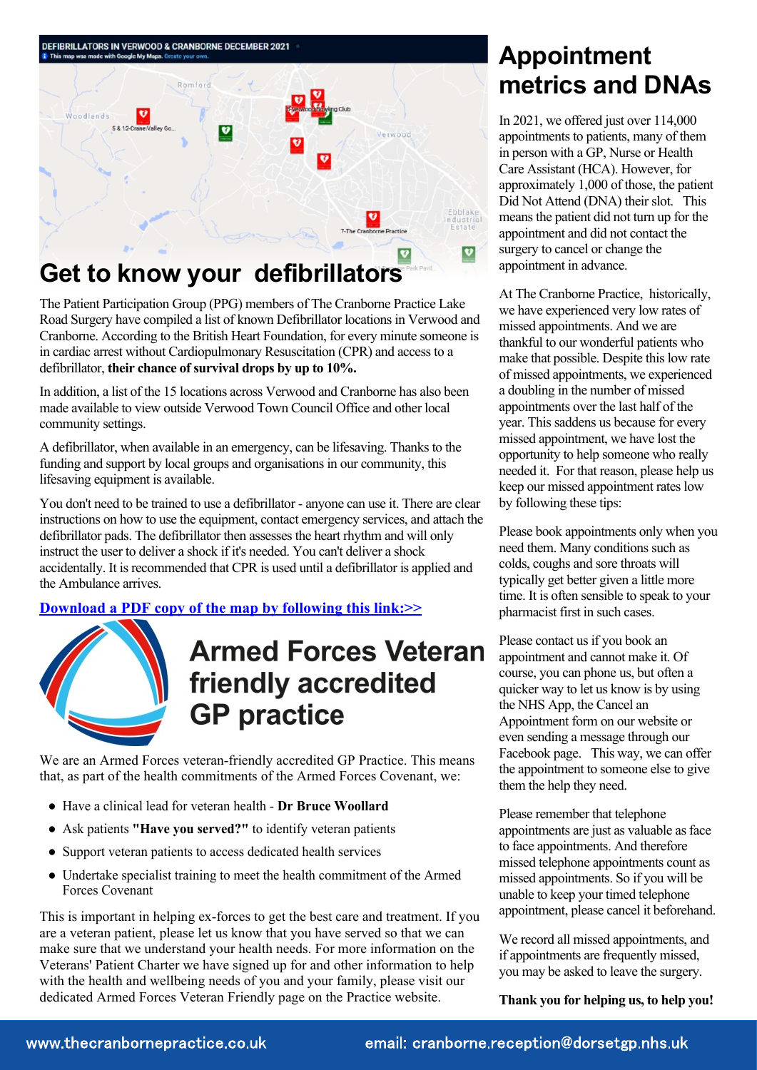DEFIBRILLATORS IN VERWOOD & CRANBORNE DECEMBER 2021

# Get to know your defibrillators

The Patient Participation Group (PPG) members of The Cranborne Practice Lake Road Surgery have compiled a list of known Defibrillator locations in Verwood and Cranborne. According to the British Heart Foundation, for every minute someone is in cardiac arrest without Cardiopulmonary Resuscitation (CPR) and access to a defibrillator, **their chance of survival drops by up to 10%.**

In addition, a list of the 15 locations across Verwood and Cranborne has also been made available to view outside Verwood Town Council Office and other local community settings.

A defibrillator, when available in an emergency, can be lifesaving. Thanks to the funding and support by local groups and organisations in our community, this lifesaving equipment is available.

You don't need to be trained to use a defibrillator - anyone can use it. There are clear instructions on how to use the equipment, contact emergency services, and attach the defibrillator pads. The defibrillator then assesses the heart rhythm and will only instruct the user to deliver a shock if it's needed. You can't deliver a shock accidentally. It is recommended that CPR is used until a defibrillator is applied and the Ambulance arrives.

**Download a PDF copy of the map by following this link:>>**

# Armed Forces Veteran friendly accredited GP practice

We are an Armed Forces veteran-friendly accredited GP Practice. This means that, as part of the health commitments of the Armed Forces Covenant, we:

- Have a clinical lead for veteran health - **Dr Bruce Woollard**
- Ask patients **"Have you served?"** to identify veteran patients
- Support veteran patients to access dedicated health services
- Undertake specialist training to meet the health commitment of the Armed Forces Covenant

This is important in helping ex-forces to get the best care and treatment. If you are a veteran patient, please let us know that you have served so that we can make sure that we understand your health needs. For more information on the Veterans' Patient Charter we have signed up for and other information to help with the health and wellbeing needs of you and your family, please visit our dedicated Armed Forces Veteran Friendly page on the Practice website.

# Appointment metrics and DNAs

In 2021, we offered just over 114,000 appointments to patients, many of them in person with a GP, Nurse or Health Care Assistant (HCA). However, for approximately 1,000 of those, the patient Did Not Attend (DNA) their slot. This means the patient did not turn up for the appointment and did not contact the surgery to cancel or change the appointment in advance.

At The Cranborne Practice, historically, we have experienced very low rates of missed appointments. And we are thankful to our wonderful patients who make that possible. Despite this low rate of missed appointments, we experienced a doubling in the number of missed appointments over the last half of the year. This saddens us because for every missed appointment, we have lost the opportunity to help someone who really needed it. For that reason, please help us keep our missed appointment rates low by following these tips:

Please book appointments only when you need them. Many conditions such as colds, coughs and sore throats will typically get better given a little more time. It is often sensible to speak to your pharmacist first in such cases.

Please contact us if you book an appointment and cannot make it. Of course, you can phone us, but often a quicker way to let us know is by using the NHS App, the Cancel an Appointment form on our website or even sending a message through our Facebook page. This way, we can offer the appointment to someone else to give them the help they need.

Please remember that telephone appointments are just as valuable as face to face appointments. And therefore missed telephone appointments count as missed appointments. So if you will be unable to keep your timed telephone appointment, please cancel it beforehand.

We record all missed appointments, and if appointments are frequently missed, you may be asked to leave the surgery.

**Thank you for helping us, to help you!**

www.thecranbornepractice.co.uk email: cranborne.reception@dorsetgp.nhs.uk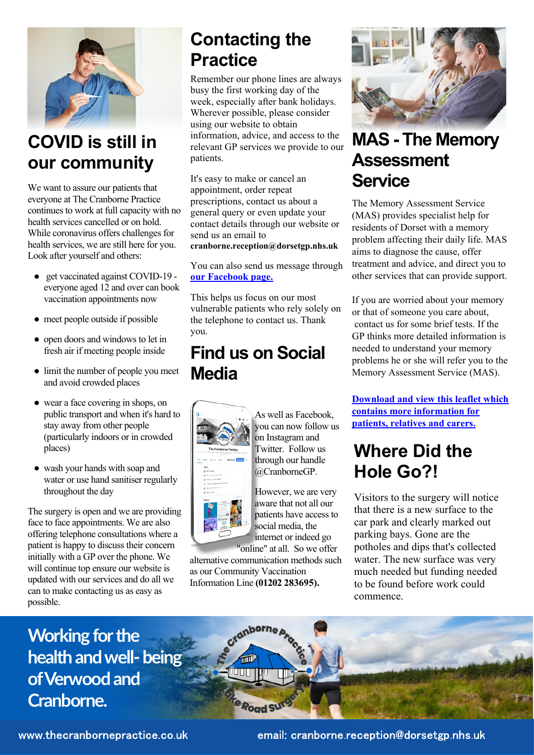## COVID is still in our community

We want to assure our patients that everyone at The Cranborne Practice continues to work at full capacity with no health services cancelled or on hold. While coronavirus offers challenges for health services, we are still here for you. Look after yourself and others:

- get vaccinated against COVID-19 - everyone aged 12 and over can book vaccination appointments now
- meet people outside if possible
- open doors and windows to let in fresh air if meeting people inside
- limit the number of people you meet and avoid crowded places
- wear a face covering in shops, on public transport and when it's hard to stay away from other people (particularly indoors or in crowded places)
- wash your hands with soap and water or use hand sanitiser regularly throughout the day

The surgery is open and we are providing face to face appointments. We are also offering telephone consultations where a patient is happy to discuss their concern initially with a GP over the phone. We will continue top ensure our website is updated with our services and do all we can to make contacting us as easy as possible.

## Contacting the Practice

Remember our phone lines are always busy the first working day of the week, especially after bank holidays. Wherever possible, please consider using our website to obtain information, advice, and access to the relevant GP services we provide to our patients.

It's easy to make or cancel an appointment, order repeat prescriptions, contact us about a general query or even update your contact details through our website or send us an email to **cranborne.reception@dorsetgp.nhs.uk**

You can also send us message through **our Facebook page.**

This helps us focus on our most vulnerable patients who rely solely on the telephone to contact us. Thank you.

## Find us on Social Media

As well as Facebook, you can now follow us on Instagram and Twitter. Follow us through our handle @CranborneGP.

However, we are very aware that not all our patients have access to social media, the internet or indeed go "online" at all. So we offer alternative communication methods such as our Community Vaccination Information Line **(01202 283695).**

## MAS - The Memory Assessment Service

The Memory Assessment Service (MAS) provides specialist help for residents of Dorset with a memory problem affecting their daily life. MAS aims to diagnose the cause, offer treatment and advice, and direct you to other services that can provide support.

If you are worried about your memory or that of someone you care about, contact us for some brief tests. If the GP thinks more detailed information is needed to understand your memory problems he or she will refer you to the Memory Assessment Service (MAS).

**Download and view this leaflet which contains more information for patients, relatives and carers.**

## Where Did the Hole Go?!

Visitors to the surgery will notice that there is a new surface to the car park and clearly marked out parking bays. Gone are the potholes and dips that's collected water. The new surface was very much needed but funding needed to be found before work could commence.

**Working for the health and well- being of Verwood and Cranborne.**

www.thecranbornepractice.co.uk

email: cranborne.reception@dorsetgp.nhs.uk